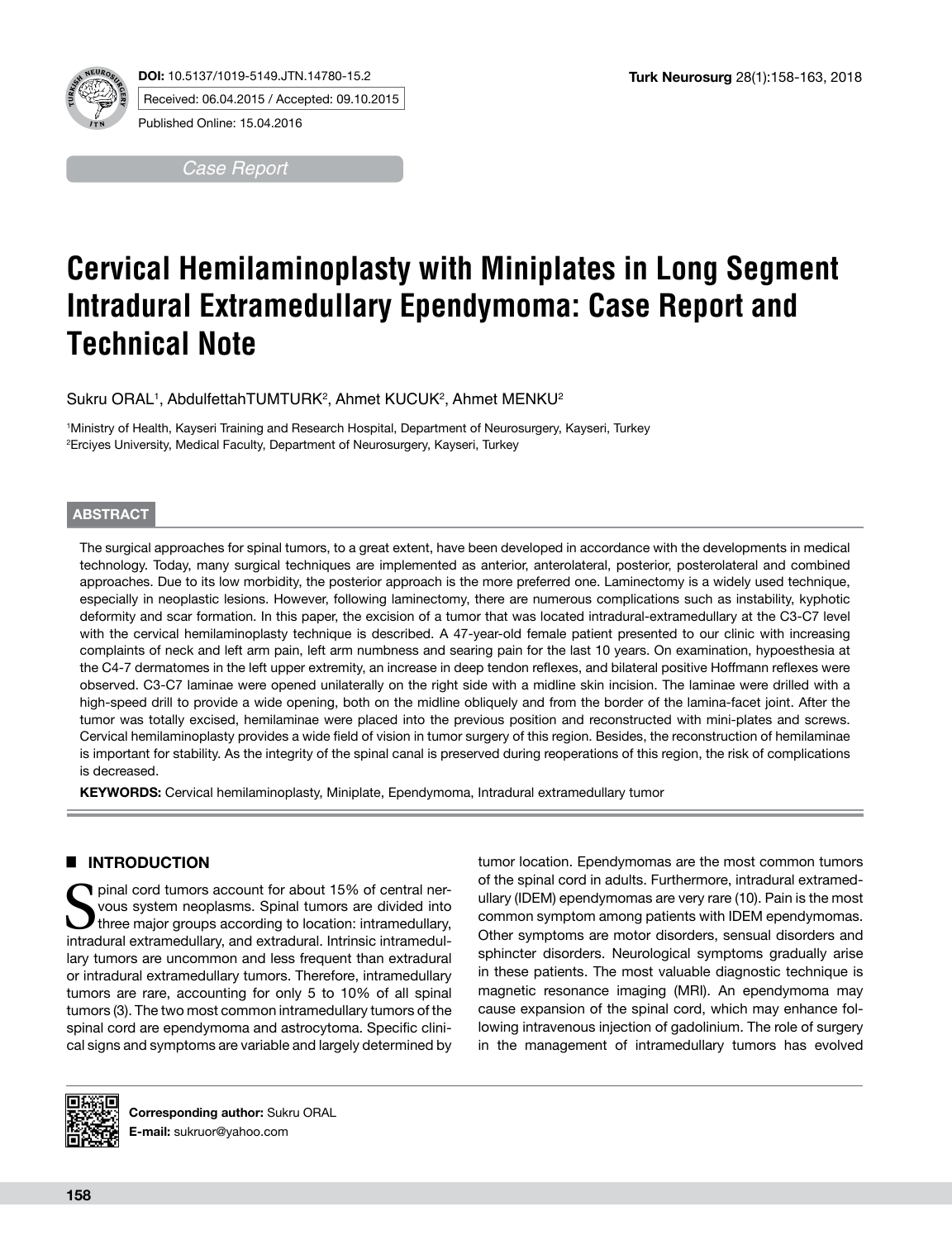DOI: 10.5137/1019-5149.JTN.14780-15.2

Received: 06.04.2015 / Accepted: 09.10.2015

Published Online: 15.04.2016

*Case Report*

# Cervical Hemilaminoplasty with Miniplates in Long Segment Intradural Extramedullary Ependymoma: Case Report and Technical Note

Sukru ORAL[1], AbdulfettahTUMTURK[2], Ahmet KUCUK[2], Ahmet MENKU[2]

[1]Ministry of Health, Kayseri Training and Research Hospital, Department of Neurosurgery, Kayseri, Turkey
[2]Erciyes University, Medical Faculty, Department of Neurosurgery, Kayseri, Turkey

## ABSTRACT

The surgical approaches for spinal tumors, to a great extent, have been developed in accordance with the developments in medical technology. Today, many surgical techniques are implemented as anterior, anterolateral, posterior, posterolateral and combined approaches. Due to its low morbidity, the posterior approach is the more preferred one. Laminectomy is a widely used technique, especially in neoplastic lesions. However, following laminectomy, there are numerous complications such as instability, kyphotic deformity and scar formation. In this paper, the excision of a tumor that was located intradural-extramedullary at the C3-C7 level with the cervical hemilaminoplasty technique is described. A 47-year-old female patient presented to our clinic with increasing complaints of neck and left arm pain, left arm numbness and searing pain for the last 10 years. On examination, hypoesthesia at the C4-7 dermatomes in the left upper extremity, an increase in deep tendon reflexes, and bilateral positive Hoffmann reflexes were observed. C3-C7 laminae were opened unilaterally on the right side with a midline skin incision. The laminae were drilled with a high-speed drill to provide a wide opening, both on the midline obliquely and from the border of the lamina-facet joint. After the tumor was totally excised, hemilaminae were placed into the previous position and reconstructed with mini-plates and screws. Cervical hemilaminoplasty provides a wide field of vision in tumor surgery of this region. Besides, the reconstruction of hemilaminae is important for stability. As the integrity of the spinal canal is preserved during reoperations of this region, the risk of complications is decreased.

**KEYWORDS:** Cervical hemilaminoplasty, Miniplate, Ependymoma, Intradural extramedullary tumor

## INTRODUCTION

Spinal cord tumors account for about 15% of central nervous system neoplasms. Spinal tumors are divided into three major groups according to location: intramedullary, intradural extramedullary, and extradural. Intrinsic intramedullary tumors are uncommon and less frequent than extradural or intradural extramedullary tumors. Therefore, intramedullary tumors are rare, accounting for only 5 to 10% of all spinal tumors (3). The two most common intramedullary tumors of the spinal cord are ependymoma and astrocytoma. Specific clinical signs and symptoms are variable and largely determined by tumor location. Ependymomas are the most common tumors of the spinal cord in adults. Furthermore, intradural extramedullary (IDEM) ependymomas are very rare (10). Pain is the most common symptom among patients with IDEM ependymomas. Other symptoms are motor disorders, sensual disorders and sphincter disorders. Neurological symptoms gradually arise in these patients. The most valuable diagnostic technique is magnetic resonance imaging (MRI). An ependymoma may cause expansion of the spinal cord, which may enhance following intravenous injection of gadolinium. The role of surgery in the management of intramedullary tumors has evolved

**Corresponding author:** Sukru ORAL
**E-mail:** sukruor@yahoo.com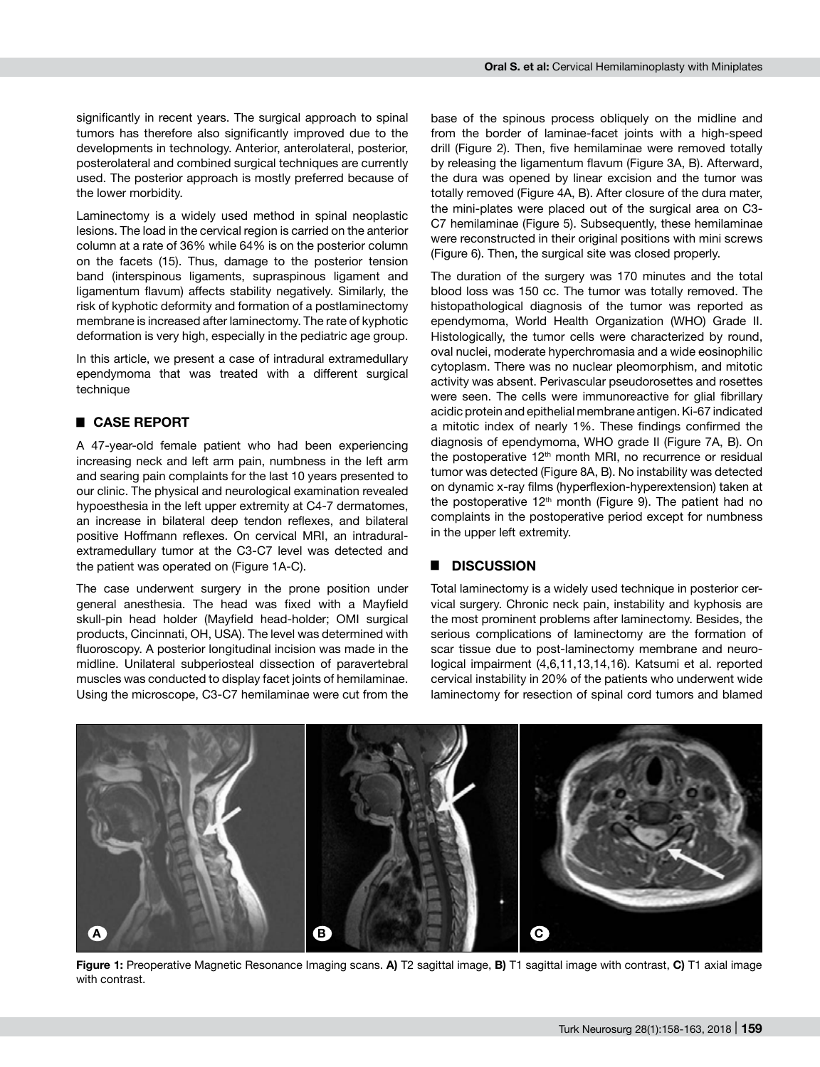significantly in recent years. The surgical approach to spinal tumors has therefore also significantly improved due to the developments in technology. Anterior, anterolateral, posterior, posterolateral and combined surgical techniques are currently used. The posterior approach is mostly preferred because of the lower morbidity.

Laminectomy is a widely used method in spinal neoplastic lesions. The load in the cervical region is carried on the anterior column at a rate of 36% while 64% is on the posterior column on the facets (15). Thus, damage to the posterior tension band (interspinous ligaments, supraspinous ligament and ligamentum flavum) affects stability negatively. Similarly, the risk of kyphotic deformity and formation of a postlaminectomy membrane is increased after laminectomy. The rate of kyphotic deformation is very high, especially in the pediatric age group.

In this article, we present a case of intradural extramedullary ependymoma that was treated with a different surgical technique

## CASE REPORT

A 47-year-old female patient who had been experiencing increasing neck and left arm pain, numbness in the left arm and searing pain complaints for the last 10 years presented to our clinic. The physical and neurological examination revealed hypoesthesia in the left upper extremity at C4-7 dermatomes, an increase in bilateral deep tendon reflexes, and bilateral positive Hoffmann reflexes. On cervical MRI, an intradural-extramedullary tumor at the C3-C7 level was detected and the patient was operated on (Figure 1A-C).

The case underwent surgery in the prone position under general anesthesia. The head was fixed with a Mayfield skull-pin head holder (Mayfield head-holder; OMI surgical products, Cincinnati, OH, USA). The level was determined with fluoroscopy. A posterior longitudinal incision was made in the midline. Unilateral subperiosteal dissection of paravertebral muscles was conducted to display facet joints of hemilaminae. Using the microscope, C3-C7 hemilaminae were cut from the base of the spinous process obliquely on the midline and from the border of laminae-facet joints with a high-speed drill (Figure 2). Then, five hemilaminae were removed totally by releasing the ligamentum flavum (Figure 3A, B). Afterward, the dura was opened by linear excision and the tumor was totally removed (Figure 4A, B). After closure of the dura mater, the mini-plates were placed out of the surgical area on C3-C7 hemilaminae (Figure 5). Subsequently, these hemilaminae were reconstructed in their original positions with mini screws (Figure 6). Then, the surgical site was closed properly.

The duration of the surgery was 170 minutes and the total blood loss was 150 cc. The tumor was totally removed. The histopathological diagnosis of the tumor was reported as ependymoma, World Health Organization (WHO) Grade II. Histologically, the tumor cells were characterized by round, oval nuclei, moderate hyperchromasia and a wide eosinophilic cytoplasm. There was no nuclear pleomorphism, and mitotic activity was absent. Perivascular pseudorosettes and rosettes were seen. The cells were immunoreactive for glial fibrillary acidic protein and epithelial membrane antigen. Ki-67 indicated a mitotic index of nearly 1%. These findings confirmed the diagnosis of ependymoma, WHO grade II (Figure 7A, B). On the postoperative 12th month MRI, no recurrence or residual tumor was detected (Figure 8A, B). No instability was detected on dynamic x-ray films (hyperflexion-hyperextension) taken at the postoperative 12th month (Figure 9). The patient had no complaints in the postoperative period except for numbness in the upper left extremity.

## DISCUSSION

Total laminectomy is a widely used technique in posterior cervical surgery. Chronic neck pain, instability and kyphosis are the most prominent problems after laminectomy. Besides, the serious complications of laminectomy are the formation of scar tissue due to post-laminectomy membrane and neurological impairment (4,6,11,13,14,16). Katsumi et al. reported cervical instability in 20% of the patients who underwent wide laminectomy for resection of spinal cord tumors and blamed

**Figure 1:** Preoperative Magnetic Resonance Imaging scans. **A)** T2 sagittal image, **B)** T1 sagittal image with contrast, **C)** T1 axial image with contrast.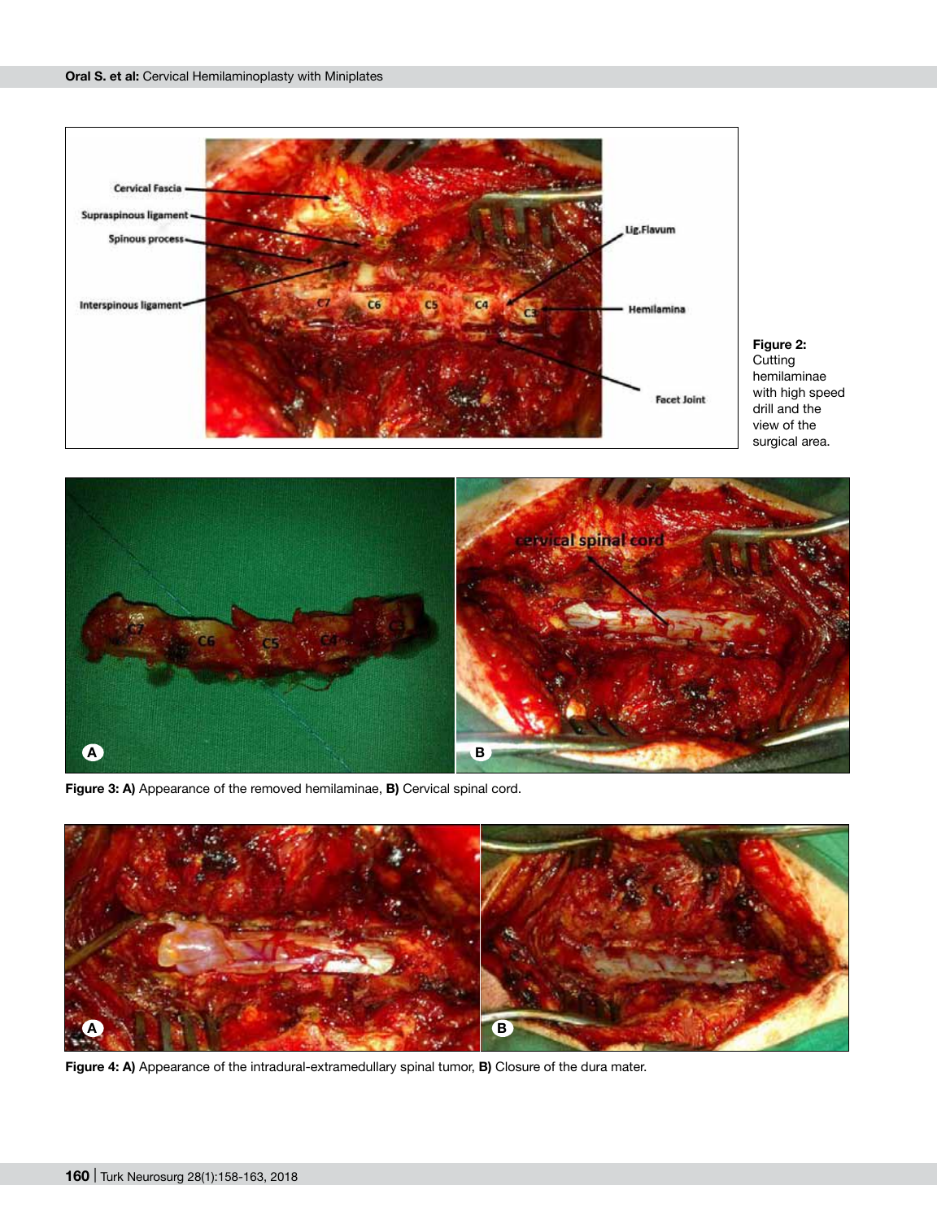**Figure 2:** Cutting hemilaminae with high speed drill and the view of the surgical area.

**Figure 3: A)** Appearance of the removed hemilaminae, **B)** Cervical spinal cord.

**Figure 4: A)** Appearance of the intradural-extramedullary spinal tumor, **B)** Closure of the dura mater.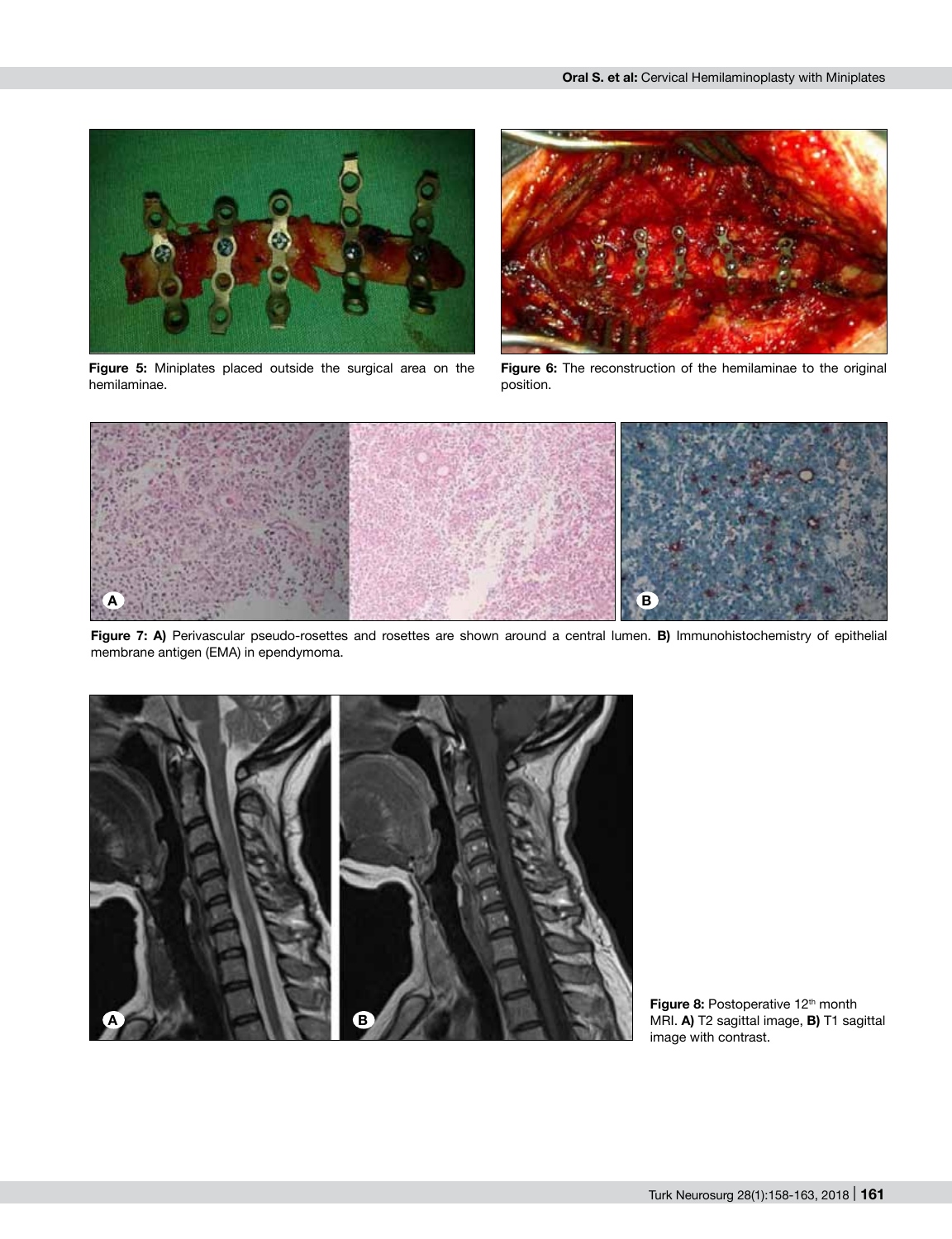**Figure 5:** Miniplates placed outside the surgical area on the hemilaminae.

**Figure 6:** The reconstruction of the hemilaminae to the original position.

**Figure 7: A)** Perivascular pseudo-rosettes and rosettes are shown around a central lumen. **B)** Immunohistochemistry of epithelial membrane antigen (EMA) in ependymoma.

**Figure 8:** Postoperative 12th month MRI. **A)** T2 sagittal image, **B)** T1 sagittal image with contrast.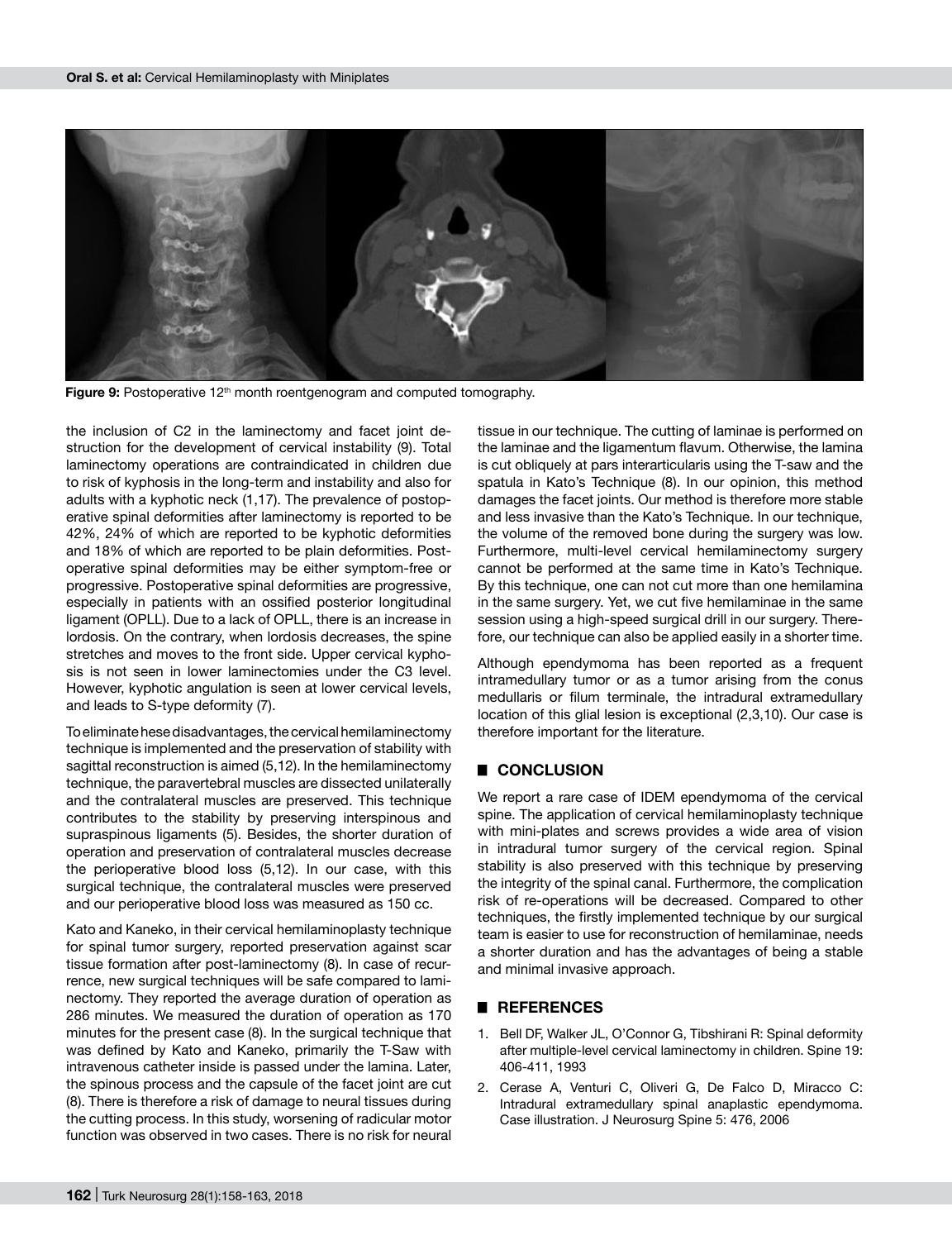Figure 9: Postoperative 12th month roentgenogram and computed tomography.

the inclusion of C2 in the laminectomy and facet joint destruction for the development of cervical instability (9). Total laminectomy operations are contraindicated in children due to risk of kyphosis in the long-term and instability and also for adults with a kyphotic neck (1,17). The prevalence of postoperative spinal deformities after laminectomy is reported to be 42%, 24% of which are reported to be kyphotic deformities and 18% of which are reported to be plain deformities. Postoperative spinal deformities may be either symptom-free or progressive. Postoperative spinal deformities are progressive, especially in patients with an ossified posterior longitudinal ligament (OPLL). Due to a lack of OPLL, there is an increase in lordosis. On the contrary, when lordosis decreases, the spine stretches and moves to the front side. Upper cervical kyphosis is not seen in lower laminectomies under the C3 level. However, kyphotic angulation is seen at lower cervical levels, and leads to S-type deformity (7).

To eliminate hese disadvantages, the cervical hemilaminectomy technique is implemented and the preservation of stability with sagittal reconstruction is aimed (5,12). In the hemilaminectomy technique, the paravertebral muscles are dissected unilaterally and the contralateral muscles are preserved. This technique contributes to the stability by preserving interspinous and supraspinous ligaments (5). Besides, the shorter duration of operation and preservation of contralateral muscles decrease the perioperative blood loss (5,12). In our case, with this surgical technique, the contralateral muscles were preserved and our perioperative blood loss was measured as 150 cc.

Kato and Kaneko, in their cervical hemilaminoplasty technique for spinal tumor surgery, reported preservation against scar tissue formation after post-laminectomy (8). In case of recurrence, new surgical techniques will be safe compared to laminectomy. They reported the average duration of operation as 286 minutes. We measured the duration of operation as 170 minutes for the present case (8). In the surgical technique that was defined by Kato and Kaneko, primarily the T-Saw with intravenous catheter inside is passed under the lamina. Later, the spinous process and the capsule of the facet joint are cut (8). There is therefore a risk of damage to neural tissues during the cutting process. In this study, worsening of radicular motor function was observed in two cases. There is no risk for neural tissue in our technique. The cutting of laminae is performed on the laminae and the ligamentum flavum. Otherwise, the lamina is cut obliquely at pars interarticularis using the T-saw and the spatula in Kato's Technique (8). In our opinion, this method damages the facet joints. Our method is therefore more stable and less invasive than the Kato's Technique. In our technique, the volume of the removed bone during the surgery was low. Furthermore, multi-level cervical hemilaminectomy surgery cannot be performed at the same time in Kato's Technique. By this technique, one can not cut more than one hemilamina in the same surgery. Yet, we cut five hemilaminae in the same session using a high-speed surgical drill in our surgery. Therefore, our technique can also be applied easily in a shorter time.

Although ependymoma has been reported as a frequent intramedullary tumor or as a tumor arising from the conus medullaris or filum terminale, the intradural extramedullary location of this glial lesion is exceptional (2,3,10). Our case is therefore important for the literature.

## ■ CONCLUSION

We report a rare case of IDEM ependymoma of the cervical spine. The application of cervical hemilaminoplasty technique with mini-plates and screws provides a wide area of vision in intradural tumor surgery of the cervical region. Spinal stability is also preserved with this technique by preserving the integrity of the spinal canal. Furthermore, the complication risk of re-operations will be decreased. Compared to other techniques, the firstly implemented technique by our surgical team is easier to use for reconstruction of hemilaminae, needs a shorter duration and has the advantages of being a stable and minimal invasive approach.

## ■ REFERENCES

1. Bell DF, Walker JL, O'Connor G, Tibshirani R: Spinal deformity after multiple-level cervical laminectomy in children. Spine 19: 406-411, 1993
2. Cerase A, Venturi C, Oliveri G, De Falco D, Miracco C: Intradural extramedullary spinal anaplastic ependymoma. Case illustration. J Neurosurg Spine 5: 476, 2006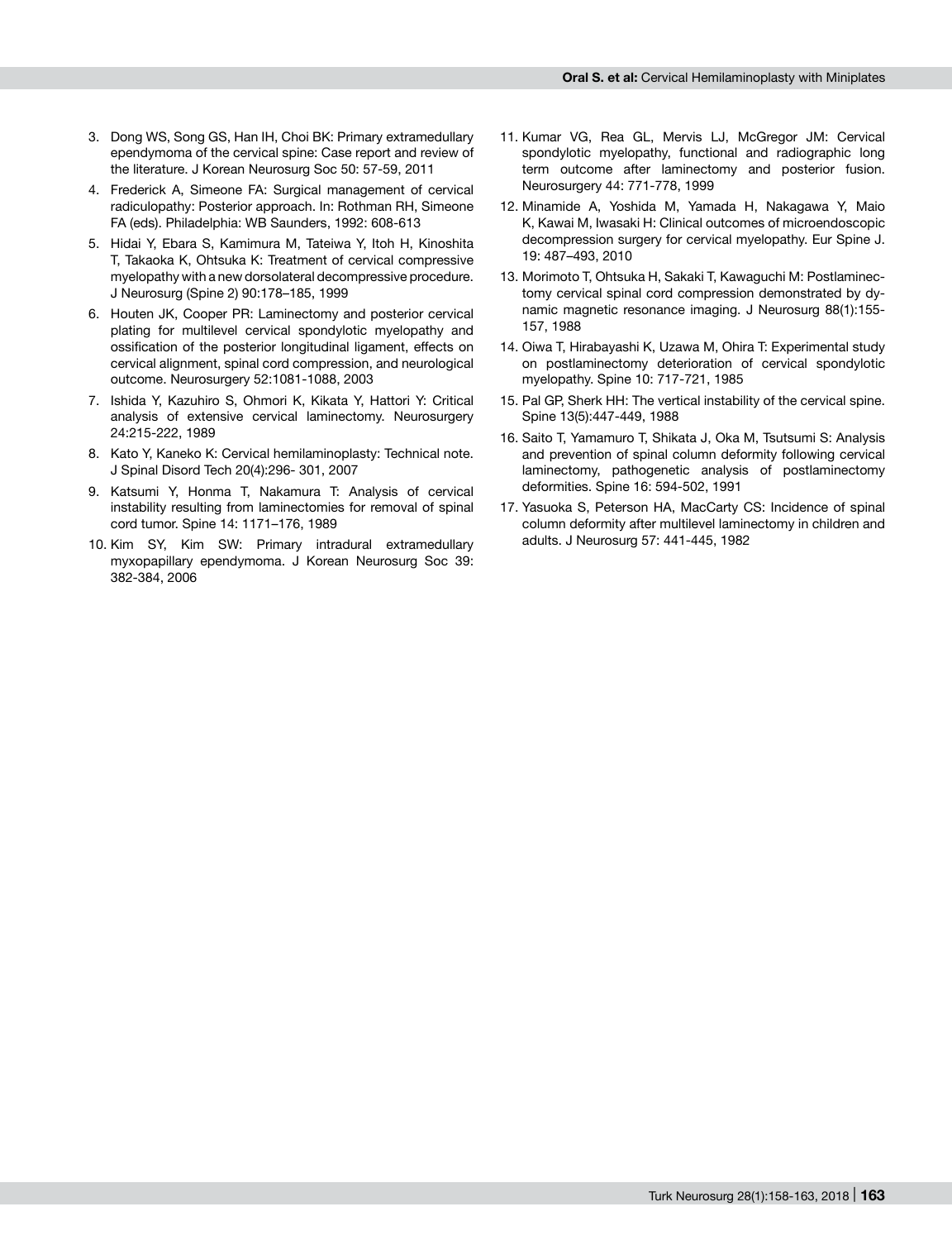3. Dong WS, Song GS, Han IH, Choi BK: Primary extramedullary ependymoma of the cervical spine: Case report and review of the literature. J Korean Neurosurg Soc 50: 57-59, 2011
4. Frederick A, Simeone FA: Surgical management of cervical radiculopathy: Posterior approach. In: Rothman RH, Simeone FA (eds). Philadelphia: WB Saunders, 1992: 608-613
5. Hidai Y, Ebara S, Kamimura M, Tateiwa Y, Itoh H, Kinoshita T, Takaoka K, Ohtsuka K: Treatment of cervical compressive myelopathy with a new dorsolateral decompressive procedure. J Neurosurg (Spine 2) 90:178–185, 1999
6. Houten JK, Cooper PR: Laminectomy and posterior cervical plating for multilevel cervical spondylotic myelopathy and ossification of the posterior longitudinal ligament, effects on cervical alignment, spinal cord compression, and neurological outcome. Neurosurgery 52:1081-1088, 2003
7. Ishida Y, Kazuhiro S, Ohmori K, Kikata Y, Hattori Y: Critical analysis of extensive cervical laminectomy. Neurosurgery 24:215-222, 1989
8. Kato Y, Kaneko K: Cervical hemilaminoplasty: Technical note. J Spinal Disord Tech 20(4):296- 301, 2007
9. Katsumi Y, Honma T, Nakamura T: Analysis of cervical instability resulting from laminectomies for removal of spinal cord tumor. Spine 14: 1171–176, 1989
10. Kim SY, Kim SW: Primary intradural extramedullary myxopapillary ependymoma. J Korean Neurosurg Soc 39: 382-384, 2006
11. Kumar VG, Rea GL, Mervis LJ, McGregor JM: Cervical spondylotic myelopathy, functional and radiographic long term outcome after laminectomy and posterior fusion. Neurosurgery 44: 771-778, 1999
12. Minamide A, Yoshida M, Yamada H, Nakagawa Y, Maio K, Kawai M, Iwasaki H: Clinical outcomes of microendoscopic decompression surgery for cervical myelopathy. Eur Spine J. 19: 487–493, 2010
13. Morimoto T, Ohtsuka H, Sakaki T, Kawaguchi M: Postlaminectomy cervical spinal cord compression demonstrated by dynamic magnetic resonance imaging. J Neurosurg 88(1):155-157, 1988
14. Oiwa T, Hirabayashi K, Uzawa M, Ohira T: Experimental study on postlaminectomy deterioration of cervical spondylotic myelopathy. Spine 10: 717-721, 1985
15. Pal GP, Sherk HH: The vertical instability of the cervical spine. Spine 13(5):447-449, 1988
16. Saito T, Yamamuro T, Shikata J, Oka M, Tsutsumi S: Analysis and prevention of spinal column deformity following cervical laminectomy, pathogenetic analysis of postlaminectomy deformities. Spine 16: 594-502, 1991
17. Yasuoka S, Peterson HA, MacCarty CS: Incidence of spinal column deformity after multilevel laminectomy in children and adults. J Neurosurg 57: 441-445, 1982